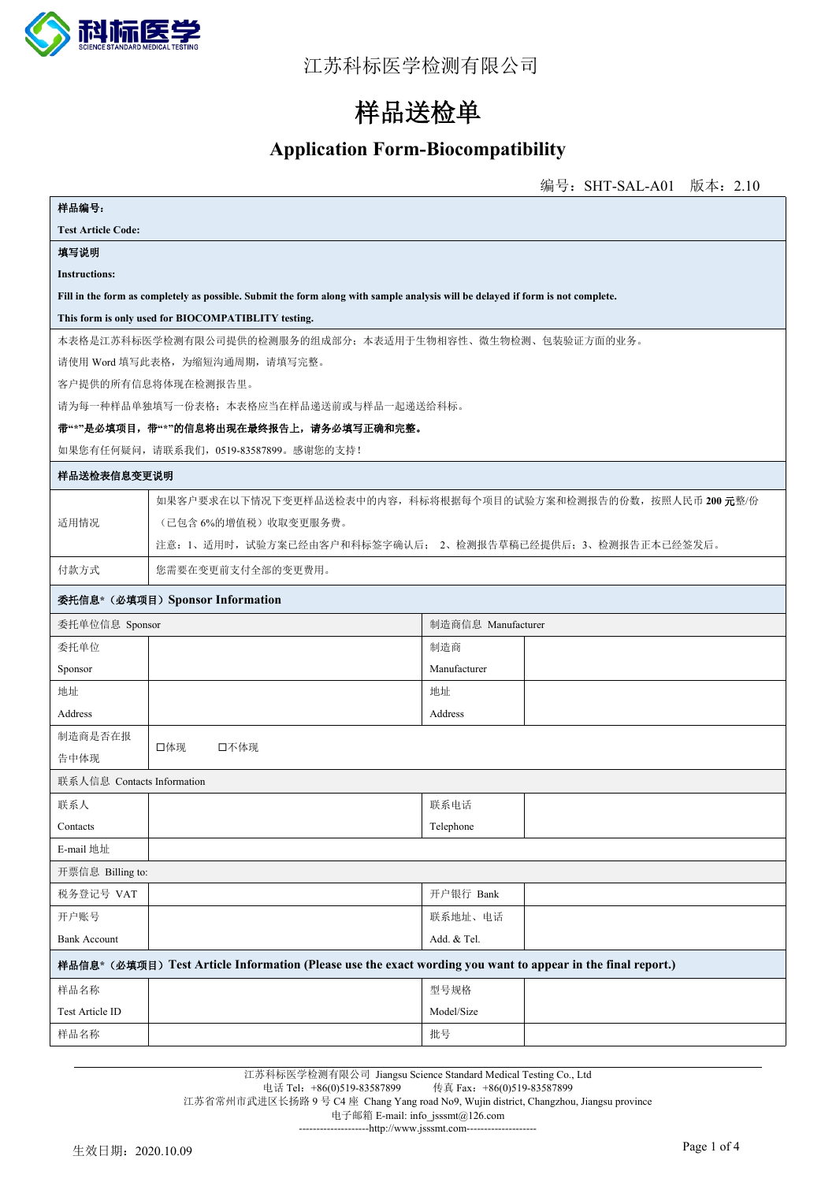江苏科标医学检测有限公司

# 样品送检单

## Application Form-Biocompatibility

编号：SHT-SAL-A01　版本：2.10

**样品编号：**

**Test Article Code:**

**填写说明**

**Instructions:**

**Fill in the form as completely as possible. Submit the form along with sample analysis will be delayed if form is not complete.**

**This form is only used for BIOCOMPATIBLITY testing.**

本表格是江苏科标医学检测有限公司提供的检测服务的组成部分：本表适用于生物相容性、微生物检测、包装验证方面的业务。

请使用 Word 填写此表格，为缩短沟通周期，请填写完整。

客户提供的所有信息将体现在检测报告里。

请为每一种样品单独填写一份表格：本表格应当在样品递送前或与样品一起递送给科标。

**带"*"是必填项目，带"*"的信息将出现在最终报告上，请务必填写正确和完整。**

如果您有任何疑问，请联系我们，0519-83587899。感谢您的支持！

**样品送检表信息变更说明**

| 适用情况 | 如果客户要求在以下情况下变更样品送检表中的内容，科标将根据每个项目的试验方案和检测报告的份数，按照人民币 **200 元**整/份（已包含 6%的增值税）收取变更服务费。<br>注意：1、适用时，试验方案已经由客户和科标签字确认后； 2、检测报告草稿已经提供后；3、检测报告正本已经签发后。 |
|---|---|
| 付款方式 | 您需要在变更前支付全部的变更费用。 |

**委托信息*（必填项目）Sponsor Information**

| 委托单位信息 Sponsor | | 制造商信息 Manufacturer | |
|---|---|---|---|
| 委托单位<br>Sponsor | | 制造商<br>Manufacturer | |
| 地址<br>Address | | 地址<br>Address | |
| 制造商是否在报告中体现 | ☐体现　　☐不体现 | | |
| 联系人信息 Contacts Information | | | |
| 联系人<br>Contacts | | 联系电话<br>Telephone | |
| E-mail 地址 | | | |
| 开票信息 Billing to: | | | |
| 税务登记号 VAT | | 开户银行 Bank | |
| 开户账号<br>Bank Account | | 联系地址、电话<br>Add. & Tel. | |

**样品信息*（必填项目）Test Article Information (Please use the exact wording you want to appear in the final report.)**

| 样品名称<br>Test Article ID | | 型号规格<br>Model/Size | |
|---|---|---|---|
| 样品名称 | | 批号 | |

江苏科标医学检测有限公司 Jiangsu Science Standard Medical Testing Co., Ltd
电话 Tel：+86(0)519-83587899　　传真 Fax：+86(0)519-83587899
江苏省常州市武进区长扬路 9 号 C4 座 Chang Yang road No9, Wujin district, Changzhou, Jiangsu province
电子邮箱 E-mail: info_jsssmt@126.com
--------------------http://www.jsssmt.com--------------------

生效日期：2020.10.09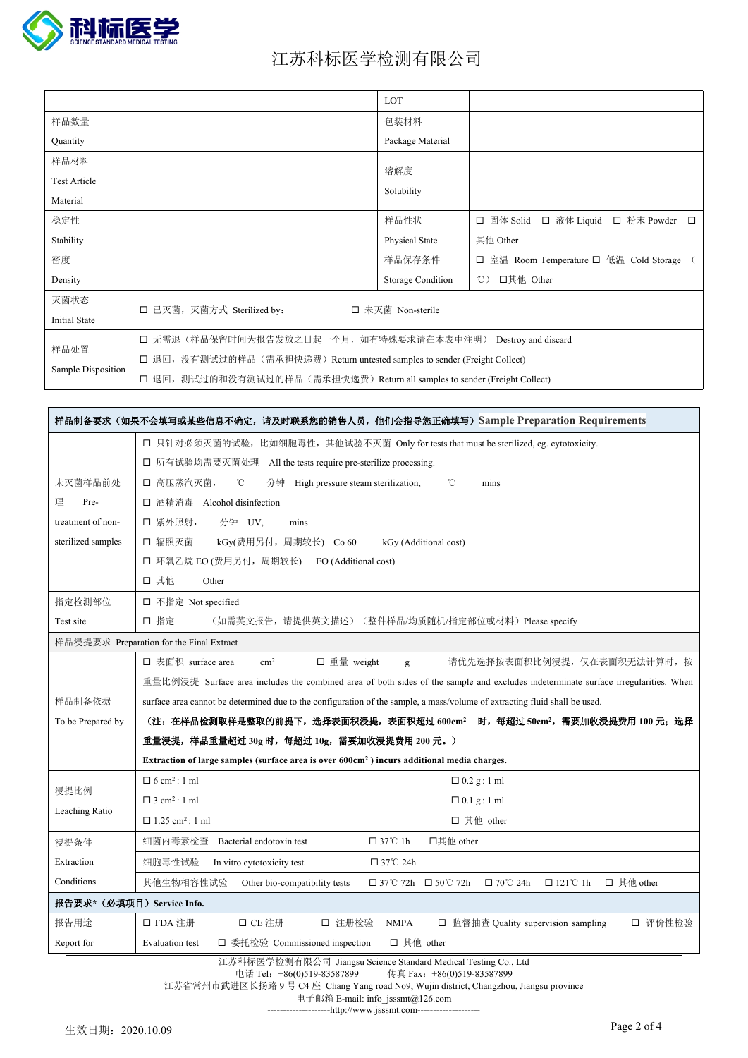# 江苏科标医学检测有限公司

| | | LOT | |
|---|---|---|---|
| 样品数量 Quantity | | 包装材料 Package Material | |
| 样品材料 Test Article Material | | 溶解度 Solubility | |
| 稳定性 Stability | | 样品性状 Physical State | ☐ 固体 Solid ☐ 液体 Liquid ☐ 粉末 Powder ☐ 其他 Other |
| 密度 Density | | 样品保存条件 Storage Condition | ☐ 室温 Room Temperature ☐ 低温 Cold Storage （ ℃） ☐其他 Other |
| 灭菌状态 Initial State | ☐ 已灭菌，灭菌方式 Sterilized by: ☐ 未灭菌 Non-sterile | | |
| 样品处置 Sample Disposition | ☐ 无需退（样品保留时间为报告发放之日起一个月，如有特殊要求请在本表中注明） Destroy and discard<br>☐ 退回，没有测试过的样品（需承担快递费）Return untested samples to sender (Freight Collect)<br>☐ 退回，测试过的和没有测试过的样品（需承担快递费）Return all samples to sender (Freight Collect) | | |

| **样品制备要求（如果不会填写或某些信息不确定，请及时联系您的销售人员，他们会指导您正确填写）Sample Preparation Requirements** | | | | | |
|---|---|---|---|---|---|
| 未灭菌样品前处理 Pre-treatment of non-sterilized samples | ☐ 只针对必须灭菌的试验，比如细胞毒性，其他试验不灭菌 Only for tests that must be sterilized, eg. cytotoxicity.<br>☐ 所有试验均需要灭菌处理 All the tests require pre-sterilize processing.<br>☐ 高压蒸汽灭菌， ℃ 分钟 High pressure steam sterilization, ℃ mins<br>☐ 酒精消毒 Alcohol disinfection<br>☐ 紫外照射， 分钟 UV, mins<br>☐ 辐照灭菌 kGy(费用另付，周期较长) Co 60 kGy (Additional cost)<br>☐ 环氧乙烷 EO (费用另付，周期较长) EO (Additional cost)<br>☐ 其他 Other | | | | |
| 指定检测部位 Test site | ☐ 不指定 Not specified<br>☐ 指定 （如需英文报告，请提供英文描述）（整件样品/均质随机/指定部位或材料）Please specify | | | | |
| 样品浸提要求 Preparation for the Final Extract | | | | | |
| 样品制备依据 To be Prepared by | ☐ 表面积 surface area $cm^2$ ☐ 重量 weight g 请优先选择按表面积比例浸提，仅在表面积无法计算时，按重量比例浸提 Surface area includes the combined area of both sides of the sample and excludes indeterminate surface irregularities. When surface area cannot be determined due to the configuration of the sample, a mass/volume of extracting fluid shall be used.<br>**（注：在样品检测取样是整取的前提下，选择表面积浸提，表面积超过 600cm² 时，每超过 50cm²，需要加收浸提费用 100 元；选择重量浸提，样品重量超过 30g 时，每超过 10g，需要加收浸提费用 200 元。）**<br>**Extraction of large samples (surface area is over 600cm²) incurs additional media charges.** | | | | |
| 浸提比例 Leaching Ratio | ☐ 6 $cm^2$ : 1 ml | ☐ 0.2 g : 1 ml | | | |
| | ☐ 3 $cm^2$ : 1 ml | ☐ 0.1 g : 1 ml | | | |
| | ☐ 1.25 $cm^2$ : 1 ml | ☐ 其他 other | | | |
| 浸提条件 Extraction Conditions | 细菌内毒素检查 Bacterial endotoxin test | ☐ 37℃ 1h ☐其他 other | | | |
| | 细胞毒性试验 In vitro cytotoxicity test | ☐ 37℃ 24h | | | |
| | 其他生物相容性试验 Other bio-compatibility tests | ☐ 37℃ 72h ☐ 50℃ 72h ☐ 70℃ 24h ☐ 121℃ 1h ☐ 其他 other | | | |
| **报告要求*（必填项目）Service Info.** | | | | | |
| 报告用途 Report for | ☐ FDA 注册 ☐ CE 注册 ☐ 注册检验 NMPA ☐ 监督抽查 Quality supervision sampling ☐ 评价性检验 Evaluation test ☐ 委托检验 Commissioned inspection ☐ 其他 other | | | | |

江苏科标医学检测有限公司 Jiangsu Science Standard Medical Testing Co., Ltd
电话 Tel：+86(0)519-83587899 传真 Fax：+86(0)519-83587899
江苏省常州市武进区长扬路 9 号 C4 座 Chang Yang road No9, Wujin district, Changzhou, Jiangsu province
电子邮箱 E-mail: info_jsssmt@126.com
--------------------http://www.jsssmt.com--------------------

生效日期：2020.10.09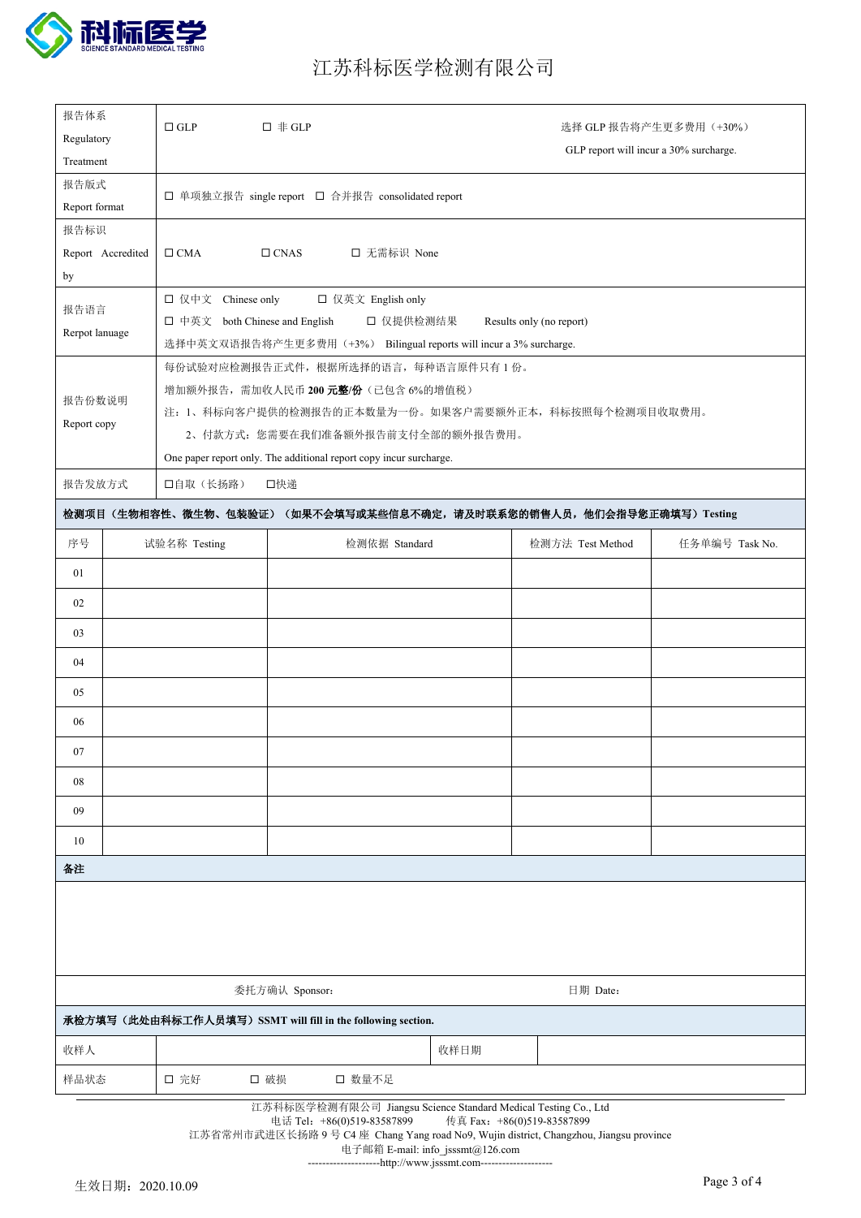江苏科标医学检测有限公司

| 报告体系 Regulatory Treatment | ☐ GLP ☐ 非 GLP | 选择 GLP 报告将产生更多费用（+30%） GLP report will incur a 30% surcharge. |
|---|---|---|
| 报告版式 Report format | ☐ 单项独立报告 single report ☐ 合并报告 consolidated report | |
| 报告标识 Report Accredited by | ☐ CMA ☐ CNAS ☐ 无需标识 None | |
| 报告语言 Rerpot lanuage | ☐ 仅中文 Chinese only ☐ 仅英文 English only<br>☐ 中英文 both Chinese and English ☐ 仅提供检测结果 Results only (no report)<br>选择中英文双语报告将产生更多费用（+3%） Bilingual reports will incur a 3% surcharge. | |
| 报告份数说明 Report copy | 每份试验对应检测报告正式件，根据所选择的语言，每种语言原件只有 1 份。<br>增加额外报告，需加收人民币 **200 元整/份**（已包含 6%的增值税）<br>注：1、科标向客户提供的检测报告的正本数量为一份。如果客户需要额外正本，科标按照每个检测项目收取费用。<br>2、付款方式：您需要在我们准备额外报告前支付全部的额外报告费用。<br>One paper report only. The additional report copy incur surcharge. | |
| 报告发放方式 | ☐自取（长扬路） ☐快递 | |

**检测项目（生物相容性、微生物、包装验证）（如果不会填写或某些信息不确定，请及时联系您的销售人员，他们会指导您正确填写）Testing**

| 序号 | 试验名称 Testing | 检测依据 Standard | 检测方法 Test Method | 任务单编号 Task No. |
|---|---|---|---|---|
| 01 | | | | |
| 02 | | | | |
| 03 | | | | |
| 04 | | | | |
| 05 | | | | |
| 06 | | | | |
| 07 | | | | |
| 08 | | | | |
| 09 | | | | |
| 10 | | | | |

**备注**

委托方确认 Sponsor: 日期 Date:

**承检方填写（此处由科标工作人员填写）SSMT will fill in the following section.**

| 收样人 | | 收样日期 | |
|---|---|---|---|
| 样品状态 | ☐ 完好 ☐ 破损 ☐ 数量不足 | | |

江苏科标医学检测有限公司 Jiangsu Science Standard Medical Testing Co., Ltd
电话 Tel：+86(0)519-83587899 传真 Fax：+86(0)519-83587899
江苏省常州市武进区长扬路 9 号 C4 座 Chang Yang road No9, Wujin district, Changzhou, Jiangsu province
电子邮箱 E-mail: info_jsssmt@126.com
--------------------http://www.jsssmt.com--------------------

生效日期：2020.10.09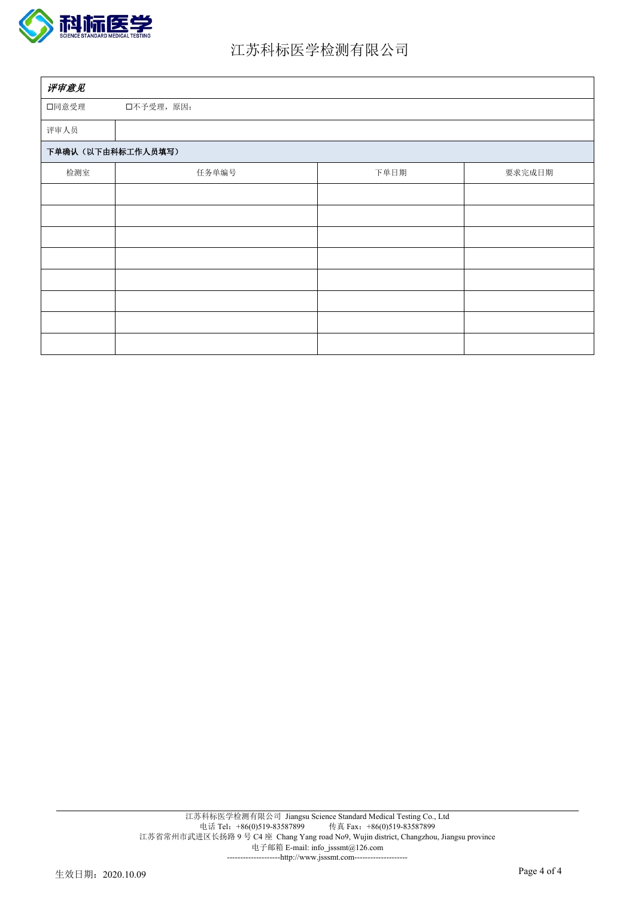| | | | |
|---|---|---|---|
| ***评审意见*** | | | |
| ☐同意受理 | ☐不予受理，原因： | | |
| 评审人员 | | | |
| **下单确认（以下由科标工作人员填写）** | | | |
| 检测室 | 任务单编号 | 下单日期 | 要求完成日期 |
| | | | |
| | | | |
| | | | |
| | | | |
| | | | |
| | | | |
| | | | |
| | | | |